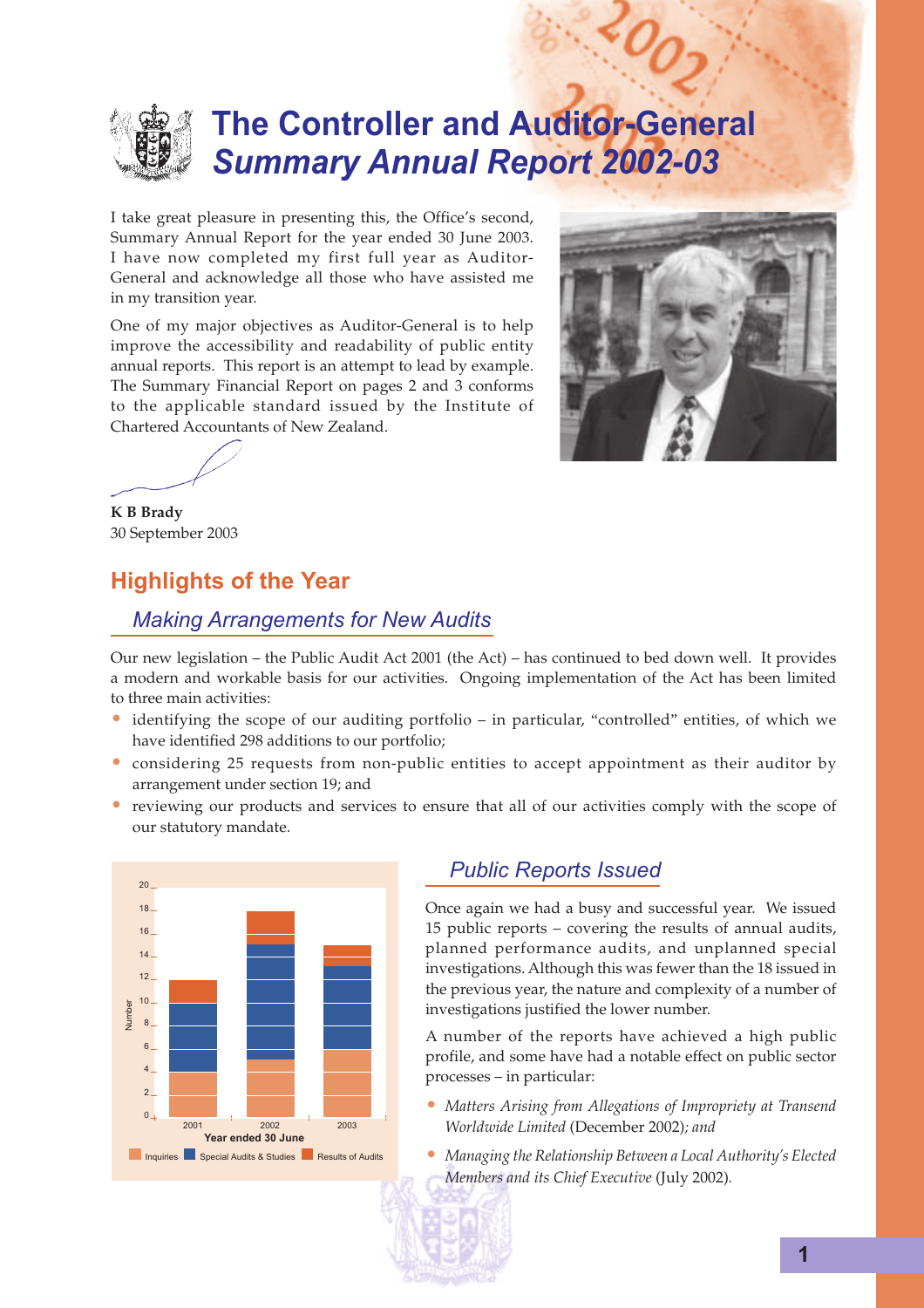# The Controller and Auditor-General
## *Summary Annual Report 2002-03*

I take great pleasure in presenting this, the Office's second, Summary Annual Report for the year ended 30 June 2003. I have now completed my first full year as Auditor-General and acknowledge all those who have assisted me in my transition year.

One of my major objectives as Auditor-General is to help improve the accessibility and readability of public entity annual reports. This report is an attempt to lead by example. The Summary Financial Report on pages 2 and 3 conforms to the applicable standard issued by the Institute of Chartered Accountants of New Zealand.

**K B Brady**
30 September 2003

## Highlights of the Year

### *Making Arrangements for New Audits*

Our new legislation – the Public Audit Act 2001 (the Act) – has continued to bed down well. It provides a modern and workable basis for our activities. Ongoing implementation of the Act has been limited to three main activities:

- identifying the scope of our auditing portfolio – in particular, "controlled" entities, of which we have identified 298 additions to our portfolio;
- considering 25 requests from non-public entities to accept appointment as their auditor by arrangement under section 19; and
- reviewing our products and services to ensure that all of our activities comply with the scope of our statutory mandate.

### *Public Reports Issued*

Once again we had a busy and successful year. We issued 15 public reports – covering the results of annual audits, planned performance audits, and unplanned special investigations. Although this was fewer than the 18 issued in the previous year, the nature and complexity of a number of investigations justified the lower number.

A number of the reports have achieved a high public profile, and some have had a notable effect on public sector processes – in particular:

- *Matters Arising from Allegations of Impropriety at Transend Worldwide Limited* (December 2002)*; and*
- *Managing the Relationship Between a Local Authority's Elected Members and its Chief Executive* (July 2002).

| Year ended 30 June | Inquiries | Special Audits & Studies | Results of Audits | Total |
|---|---|---|---|---|
| 2001 | 4 | 6 | 2 | 12 |
| 2002 | 5 | 10 | 3 | 18 |
| 2003 | 6 | 7 | 2 | 15 |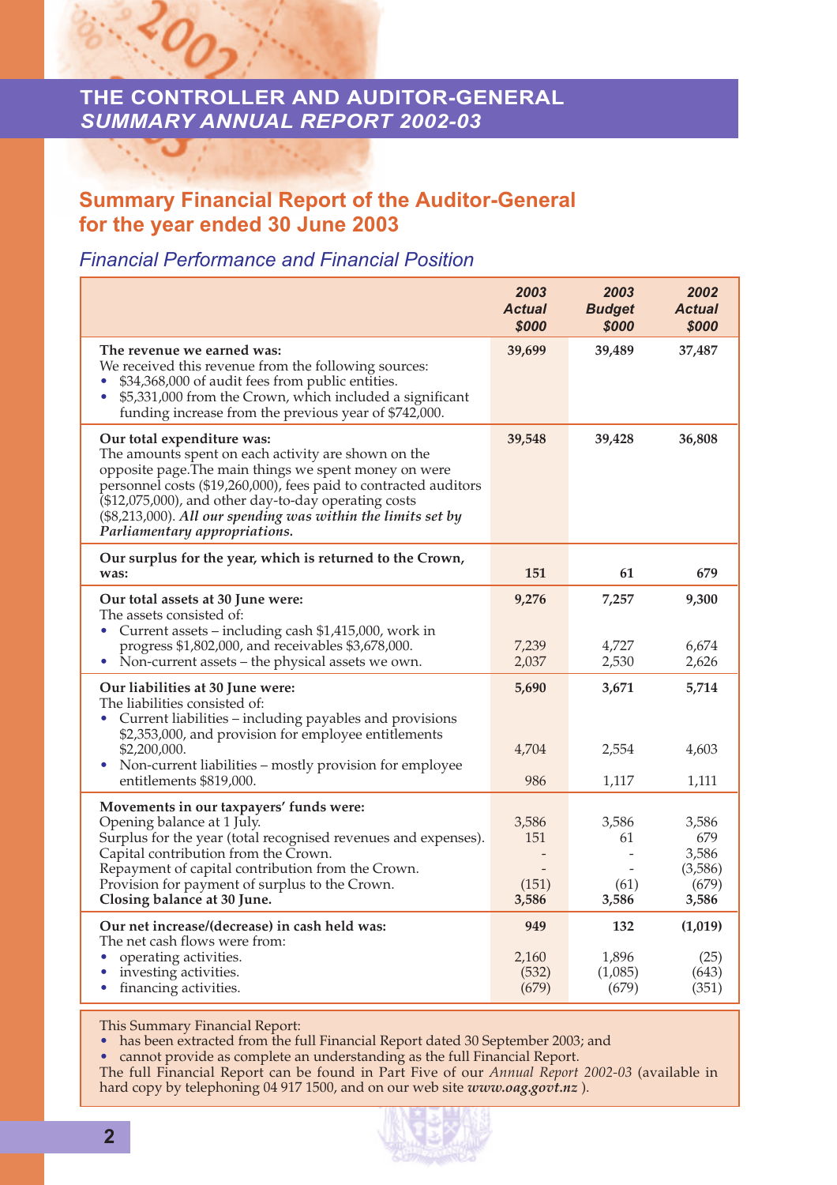# THE CONTROLLER AND AUDITOR-GENERAL
## *SUMMARY ANNUAL REPORT 2002-03*

## Summary Financial Report of the Auditor-General for the year ended 30 June 2003

### *Financial Performance and Financial Position*

| | *2003 Actual $000* | *2003 Budget $000* | *2002 Actual $000* |
|---|---|---|---|
| **The revenue we earned was:** | **39,699** | **39,489** | **37,487** |
| We received this revenue from the following sources:<br>• $34,368,000 of audit fees from public entities.<br>• $5,331,000 from the Crown, which included a significant funding increase from the previous year of $742,000. | | | |
| **Our total expenditure was:** | **39,548** | **39,428** | **36,808** |
| The amounts spent on each activity are shown on the opposite page. The main things we spent money on were personnel costs ($19,260,000), fees paid to contracted auditors ($12,075,000), and other day-to-day operating costs ($8,213,000). ***All our spending was within the limits set by Parliamentary appropriations.*** | | | |
| **Our surplus for the year, which is returned to the Crown, was:** | **151** | **61** | **679** |
| **Our total assets at 30 June were:** | **9,276** | **7,257** | **9,300** |
| The assets consisted of: | | | |
| • Current assets – including cash $1,415,000, work in progress $1,802,000, and receivables $3,678,000. | 7,239 | 4,727 | 6,674 |
| • Non-current assets – the physical assets we own. | 2,037 | 2,530 | 2,626 |
| **Our liabilities at 30 June were:** | **5,690** | **3,671** | **5,714** |
| The liabilities consisted of: | | | |
| • Current liabilities – including payables and provisions $2,353,000, and provision for employee entitlements $2,200,000. | 4,704 | 2,554 | 4,603 |
| • Non-current liabilities – mostly provision for employee entitlements $819,000. | 986 | 1,117 | 1,111 |
| **Movements in our taxpayers' funds were:** | | | |
| Opening balance at 1 July. | 3,586 | 3,586 | 3,586 |
| Surplus for the year (total recognised revenues and expenses). | 151 | 61 | 679 |
| Capital contribution from the Crown. | - | - | 3,586 |
| Repayment of capital contribution from the Crown. | - | - | (3,586) |
| Provision for payment of surplus to the Crown. | (151) | (61) | (679) |
| **Closing balance at 30 June.** | **3,586** | **3,586** | **3,586** |
| **Our net increase/(decrease) in cash held was:** | **949** | **132** | **(1,019)** |
| The net cash flows were from: | | | |
| • operating activities. | 2,160 | 1,896 | (25) |
| • investing activities. | (532) | (1,085) | (643) |
| • financing activities. | (679) | (679) | (351) |

This Summary Financial Report:

- has been extracted from the full Financial Report dated 30 September 2003; and
- cannot provide as complete an understanding as the full Financial Report.

The full Financial Report can be found in Part Five of our *Annual Report 2002-03* (available in hard copy by telephoning 04 917 1500, and on our web site ***www.oag.govt.nz*** ).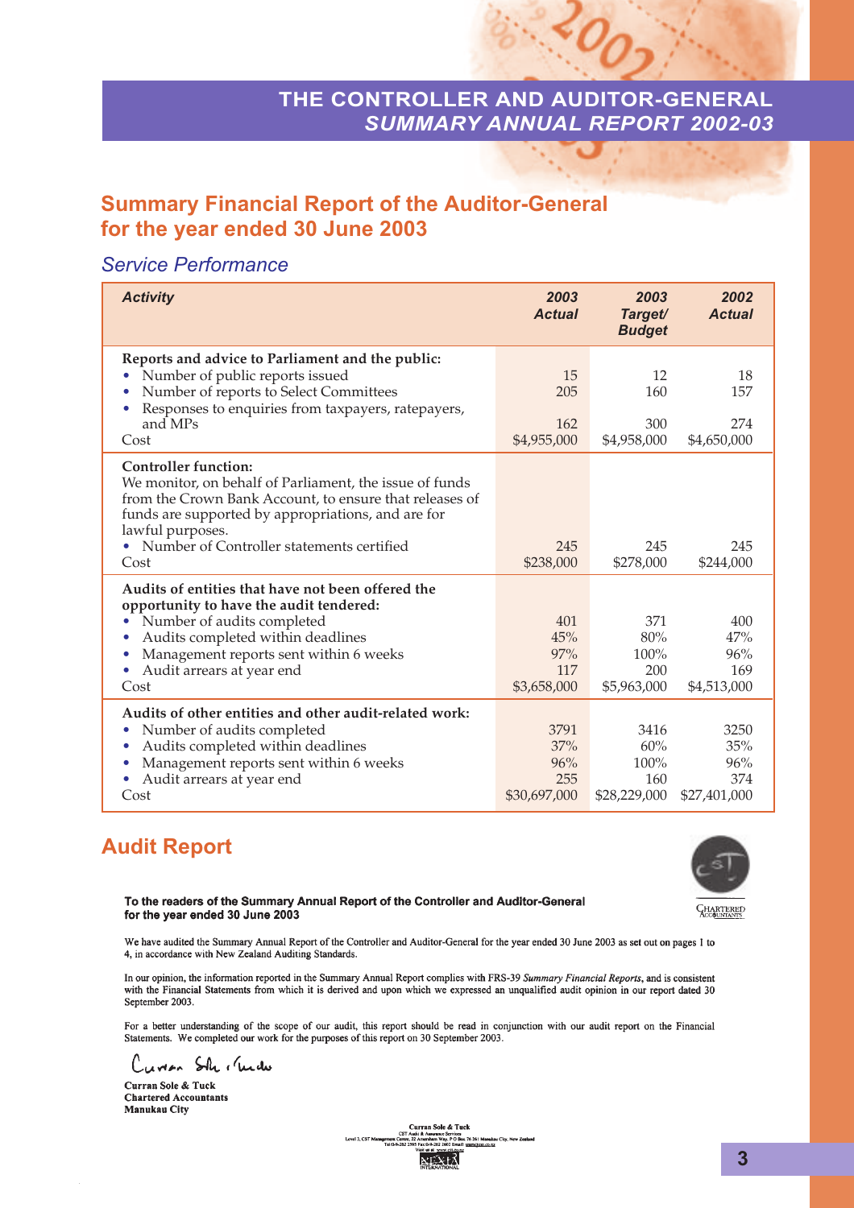# THE CONTROLLER AND AUDITOR-GENERAL
## *SUMMARY ANNUAL REPORT 2002-03*

## Summary Financial Report of the Auditor-General for the year ended 30 June 2003

### *Service Performance*

| ***Activity*** | ***2003 Actual*** | ***2003 Target/ Budget*** | ***2002 Actual*** |
|---|---|---|---|
| **Reports and advice to Parliament and the public:** | | | |
| • Number of public reports issued | 15 | 12 | 18 |
| • Number of reports to Select Committees | 205 | 160 | 157 |
| • Responses to enquiries from taxpayers, ratepayers, and MPs | 162 | 300 | 274 |
| Cost | $4,955,000 | $4,958,000 | $4,650,000 |
| **Controller function:** We monitor, on behalf of Parliament, the issue of funds from the Crown Bank Account, to ensure that releases of funds are supported by appropriations, and are for lawful purposes. | | | |
| • Number of Controller statements certified | 245 | 245 | 245 |
| Cost | $238,000 | $278,000 | $244,000 |
| **Audits of entities that have not been offered the opportunity to have the audit tendered:** | | | |
| • Number of audits completed | 401 | 371 | 400 |
| • Audits completed within deadlines | 45% | 80% | 47% |
| • Management reports sent within 6 weeks | 97% | 100% | 96% |
| • Audit arrears at year end | 117 | 200 | 169 |
| Cost | $3,658,000 | $5,963,000 | $4,513,000 |
| **Audits of other entities and other audit-related work:** | | | |
| • Number of audits completed | 3791 | 3416 | 3250 |
| • Audits completed within deadlines | 37% | 60% | 35% |
| • Management reports sent within 6 weeks | 96% | 100% | 96% |
| • Audit arrears at year end | 255 | 160 | 374 |
| Cost | $30,697,000 | $28,229,000 | $27,401,000 |

## Audit Report

**To the readers of the Summary Annual Report of the Controller and Auditor-General for the year ended 30 June 2003**

We have audited the Summary Annual Report of the Controller and Auditor-General for the year ended 30 June 2003 as set out on pages 1 to 4, in accordance with New Zealand Auditing Standards.

In our opinion, the information reported in the Summary Annual Report complies with FRS-39 *Summary Financial Reports*, and is consistent with the Financial Statements from which it is derived and upon which we expressed an unqualified audit opinion in our report dated 30 September 2003.

For a better understanding of the scope of our audit, this report should be read in conjunction with our audit report on the Financial Statements. We completed our work for the purposes of this report on 30 September 2003.

Curran Sole & Tuck

**Curran Sole & Tuck**
**Chartered Accountants**
**Manukau City**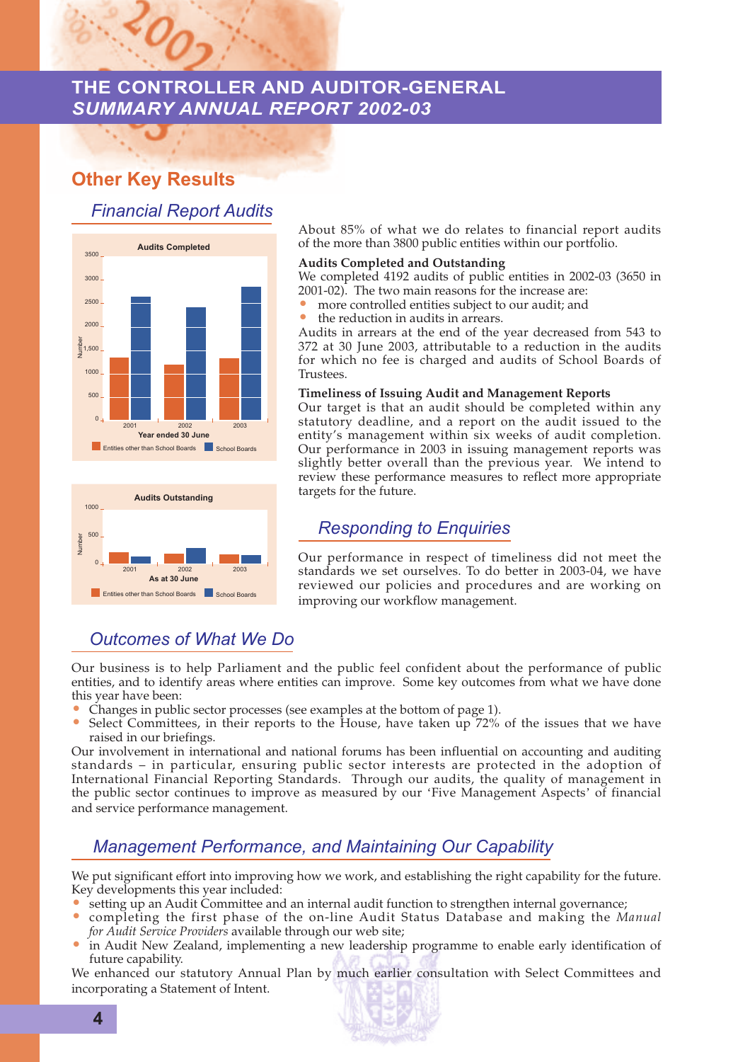## Other Key Results

### Financial Report Audits

Audits Completed

3500
3000
2500
2000
1,500
1000
500
0

Number

2001 2002 2003

Year ended 30 June

Entities other than School Boards
School Boards

Audits Outstanding

1000
500
0

Number

2001 2002 2003

As at 30 June

Entities other than School Boards
School Boards

About 85% of what we do relates to financial report audits of the more than 3800 public entities within our portfolio.

**Audits Completed and Outstanding**

We completed 4192 audits of public entities in 2002-03 (3650 in 2001-02). The two main reasons for the increase are:

- more controlled entities subject to our audit; and
- the reduction in audits in arrears.

Audits in arrears at the end of the year decreased from 543 to 372 at 30 June 2003, attributable to a reduction in the audits for which no fee is charged and audits of School Boards of Trustees.

**Timeliness of Issuing Audit and Management Reports**

Our target is that an audit should be completed within any statutory deadline, and a report on the audit issued to the entity's management within six weeks of audit completion. Our performance in 2003 in issuing management reports was slightly better overall than the previous year. We intend to review these performance measures to reflect more appropriate targets for the future.

### Responding to Enquiries

Our performance in respect of timeliness did not meet the standards we set ourselves. To do better in 2003-04, we have reviewed our policies and procedures and are working on improving our workflow management.

### Outcomes of What We Do

Our business is to help Parliament and the public feel confident about the performance of public entities, and to identify areas where entities can improve. Some key outcomes from what we have done this year have been:

- Changes in public sector processes (see examples at the bottom of page 1).
- Select Committees, in their reports to the House, have taken up 72% of the issues that we have raised in our briefings.

Our involvement in international and national forums has been influential on accounting and auditing standards – in particular, ensuring public sector interests are protected in the adoption of International Financial Reporting Standards. Through our audits, the quality of management in the public sector continues to improve as measured by our 'Five Management Aspects' of financial and service performance management.

### Management Performance, and Maintaining Our Capability

We put significant effort into improving how we work, and establishing the right capability for the future. Key developments this year included:

- setting up an Audit Committee and an internal audit function to strengthen internal governance;
- completing the first phase of the on-line Audit Status Database and making the *Manual for Audit Service Providers* available through our web site;
- in Audit New Zealand, implementing a new leadership programme to enable early identification of future capability.

We enhanced our statutory Annual Plan by much earlier consultation with Select Committees and incorporating a Statement of Intent.